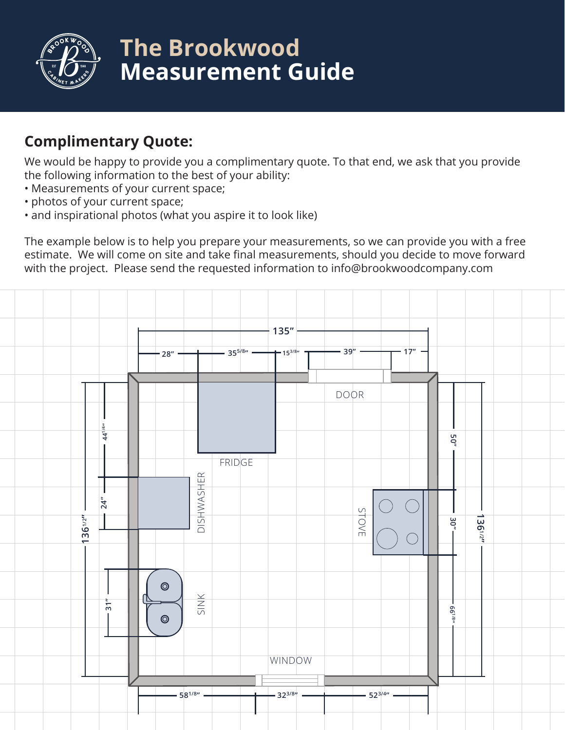# The Brookwood Measurement Guide

## Complimentary Quote:

We would be happy to provide you a complimentary quote. To that end, we ask that you provide the following information to the best of your ability:

- Measurements of your current space;
- photos of your current space;
- and inspirational photos (what you aspire it to look like)

The example below is to help you prepare your measurements, so we can provide you with a free estimate. We will come on site and take final measurements, should you decide to move forward with the project. Please send the requested information to info@brookwoodcompany.com

135″

28″ | 35 5/8″ | 15 3/8″ | 39″ | 17″

DOOR

FRIDGE

DISHWASHER

STOVE

SINK

WINDOW

136 1/2″ | 44 1/4″ | 24″ | 31″

50″ | 30″ | 66 1/8″ | 136 1/2″

58 1/8″ | 32 3/8″ | 52 3/4″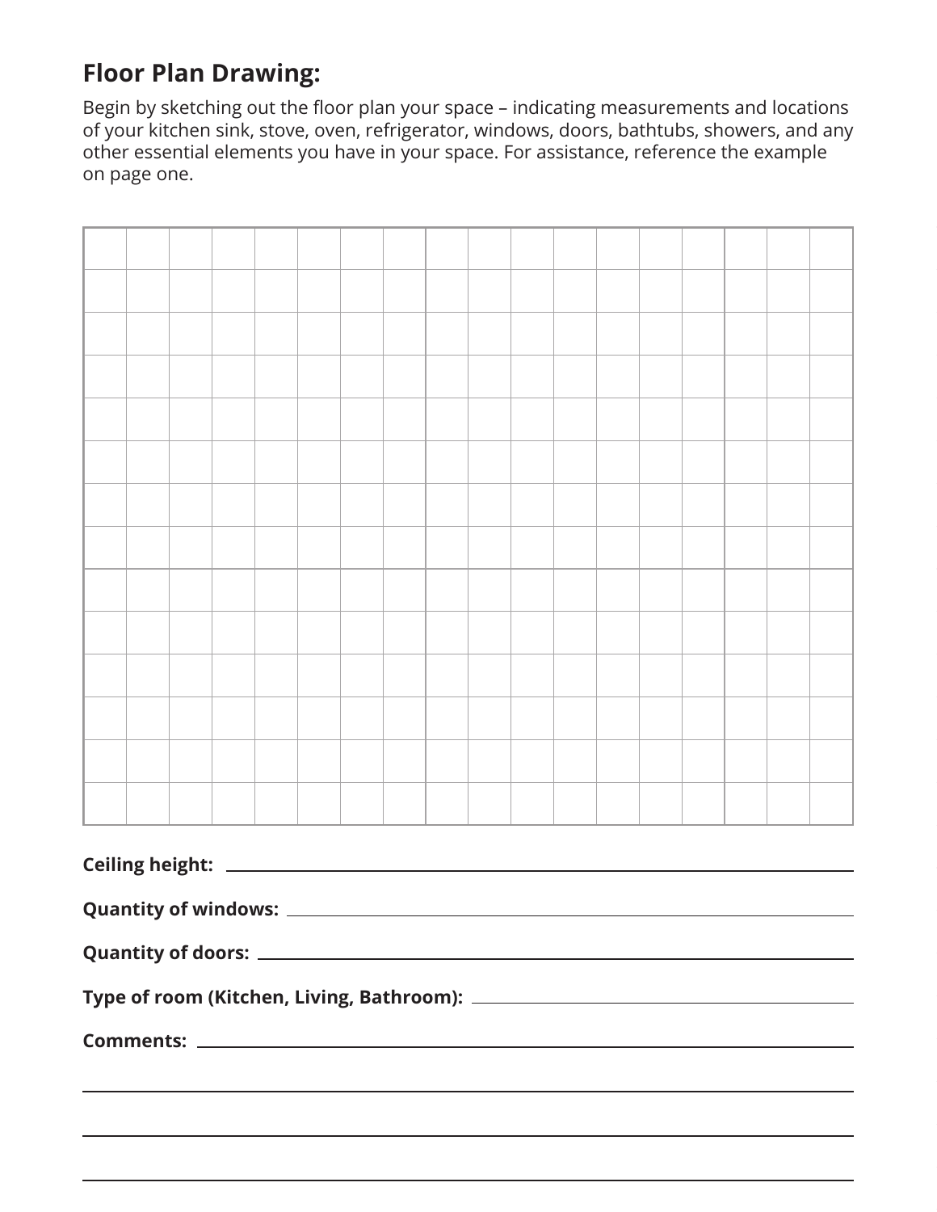## Floor Plan Drawing:

Begin by sketching out the floor plan your space – indicating measurements and locations of your kitchen sink, stove, oven, refrigerator, windows, doors, bathtubs, showers, and any other essential elements you have in your space. For assistance, reference the example on page one.

**Ceiling height:** ____________________

**Quantity of windows:** ____________________

**Quantity of doors:** ____________________

**Type of room (Kitchen, Living, Bathroom):** ____________________

**Comments:** ____________________

____________________

____________________

____________________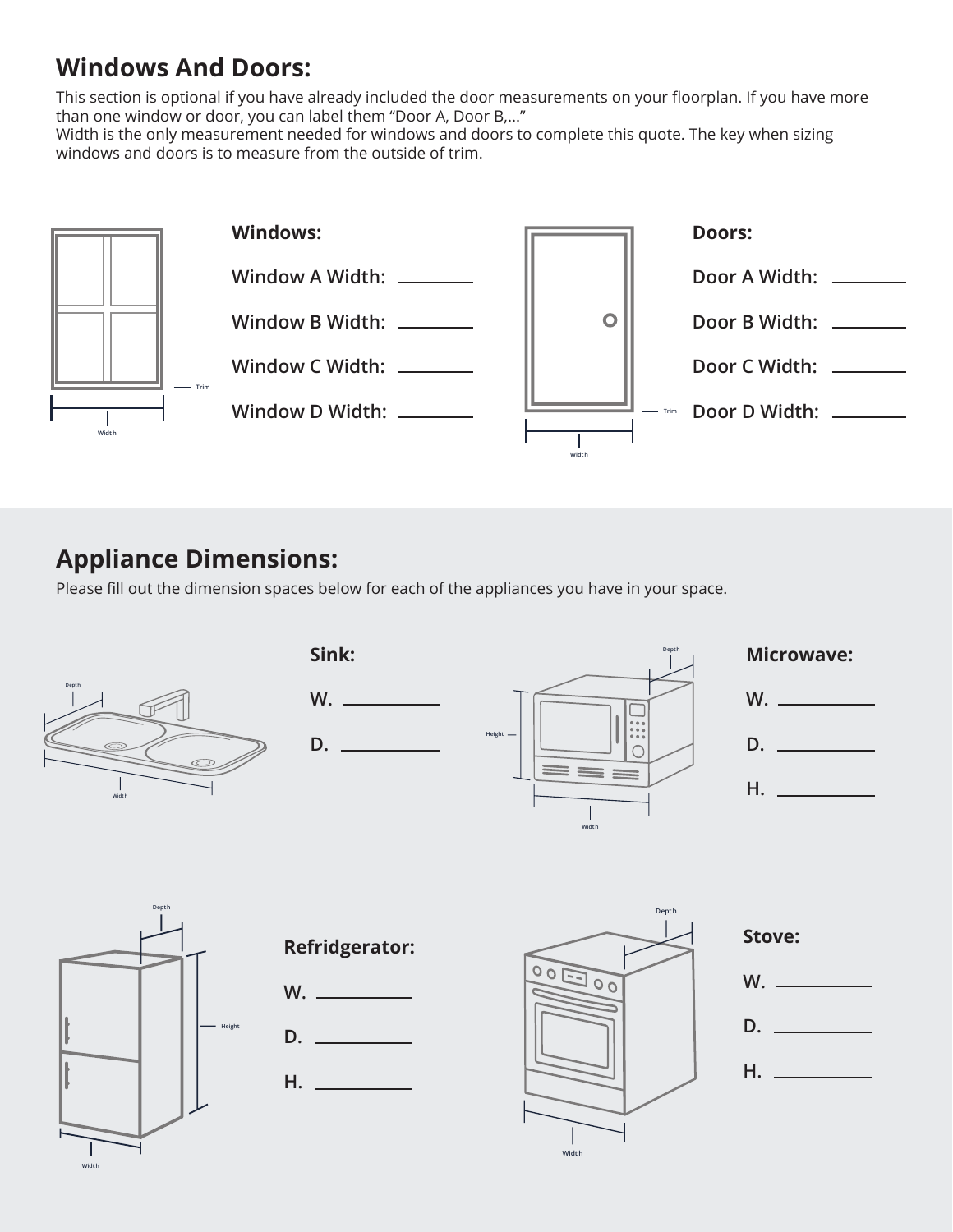## Windows And Doors:

This section is optional if you have already included the door measurements on your floorplan. If you have more than one window or door, you can label them "Door A, Door B,..."
Width is the only measurement needed for windows and doors to complete this quote. The key when sizing windows and doors is to measure from the outside of trim.

Trim

Width

**Windows:**

**Window A Width:** ________

**Window B Width:** ________

**Window C Width:** ________

**Window D Width:** ________

Trim

Width

**Doors:**

**Door A Width:** ________

**Door B Width:** ________

**Door C Width:** ________

**Door D Width:** ________

## Appliance Dimensions:

Please fill out the dimension spaces below for each of the appliances you have in your space.

Depth

Width

**Sink:**

**W.** ___________

**D.** ___________

Depth

Height

Width

**Microwave:**

**W.** ___________

**D.** ___________

**H.** ___________

Depth

Height

Width

**Refridgerator:**

**W.** ___________

**D.** ___________

**H.** ___________

Depth

Width

**Stove:**

**W.** ___________

**D.** ___________

**H.** ___________